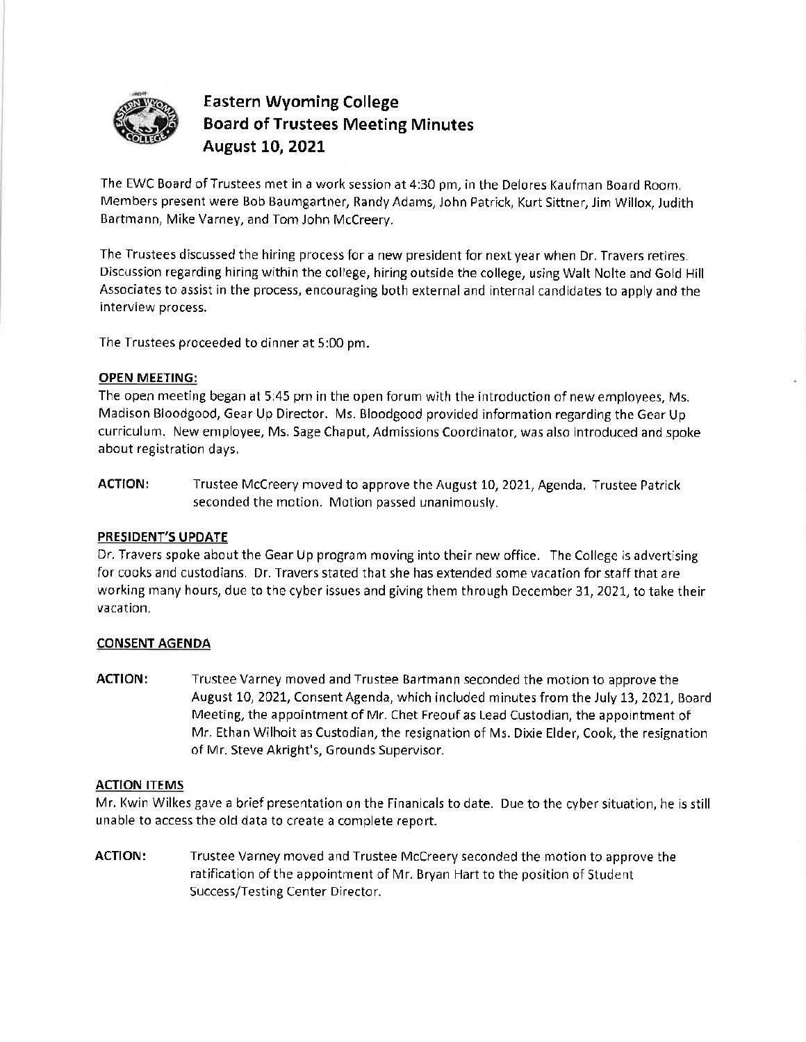# Eastern Wyoming College
# Board of Trustees Meeting Minutes
# August 10, 2021

The EWC Board of Trustees met in a work session at 4:30 pm, in the Delores Kaufman Board Room. Members present were Bob Baumgartner, Randy Adams, John Patrick, Kurt Sittner, Jim Willox, Judith Bartmann, Mike Varney, and Tom John McCreery.

The Trustees discussed the hiring process for a new president for next year when Dr. Travers retires. Discussion regarding hiring within the college, hiring outside the college, using Walt Nolte and Gold Hill Associates to assist in the process, encouraging both external and internal candidates to apply and the interview process.

The Trustees proceeded to dinner at 5:00 pm.

**OPEN MEETING:**

The open meeting began at 5:45 pm in the open forum with the introduction of new employees, Ms. Madison Bloodgood, Gear Up Director. Ms. Bloodgood provided information regarding the Gear Up curriculum. New employee, Ms. Sage Chaput, Admissions Coordinator, was also introduced and spoke about registration days.

**ACTION:** Trustee McCreery moved to approve the August 10, 2021, Agenda. Trustee Patrick seconded the motion. Motion passed unanimously.

**PRESIDENT'S UPDATE**

Dr. Travers spoke about the Gear Up program moving into their new office. The College is advertising for cooks and custodians. Dr. Travers stated that she has extended some vacation for staff that are working many hours, due to the cyber issues and giving them through December 31, 2021, to take their vacation.

**CONSENT AGENDA**

**ACTION:** Trustee Varney moved and Trustee Bartmann seconded the motion to approve the August 10, 2021, Consent Agenda, which included minutes from the July 13, 2021, Board Meeting, the appointment of Mr. Chet Freouf as Lead Custodian, the appointment of Mr. Ethan Wilhoit as Custodian, the resignation of Ms. Dixie Elder, Cook, the resignation of Mr. Steve Akright's, Grounds Supervisor.

**ACTION ITEMS**

Mr. Kwin Wilkes gave a brief presentation on the Finanicals to date. Due to the cyber situation, he is still unable to access the old data to create a complete report.

**ACTION:** Trustee Varney moved and Trustee McCreery seconded the motion to approve the ratification of the appointment of Mr. Bryan Hart to the position of Student Success/Testing Center Director.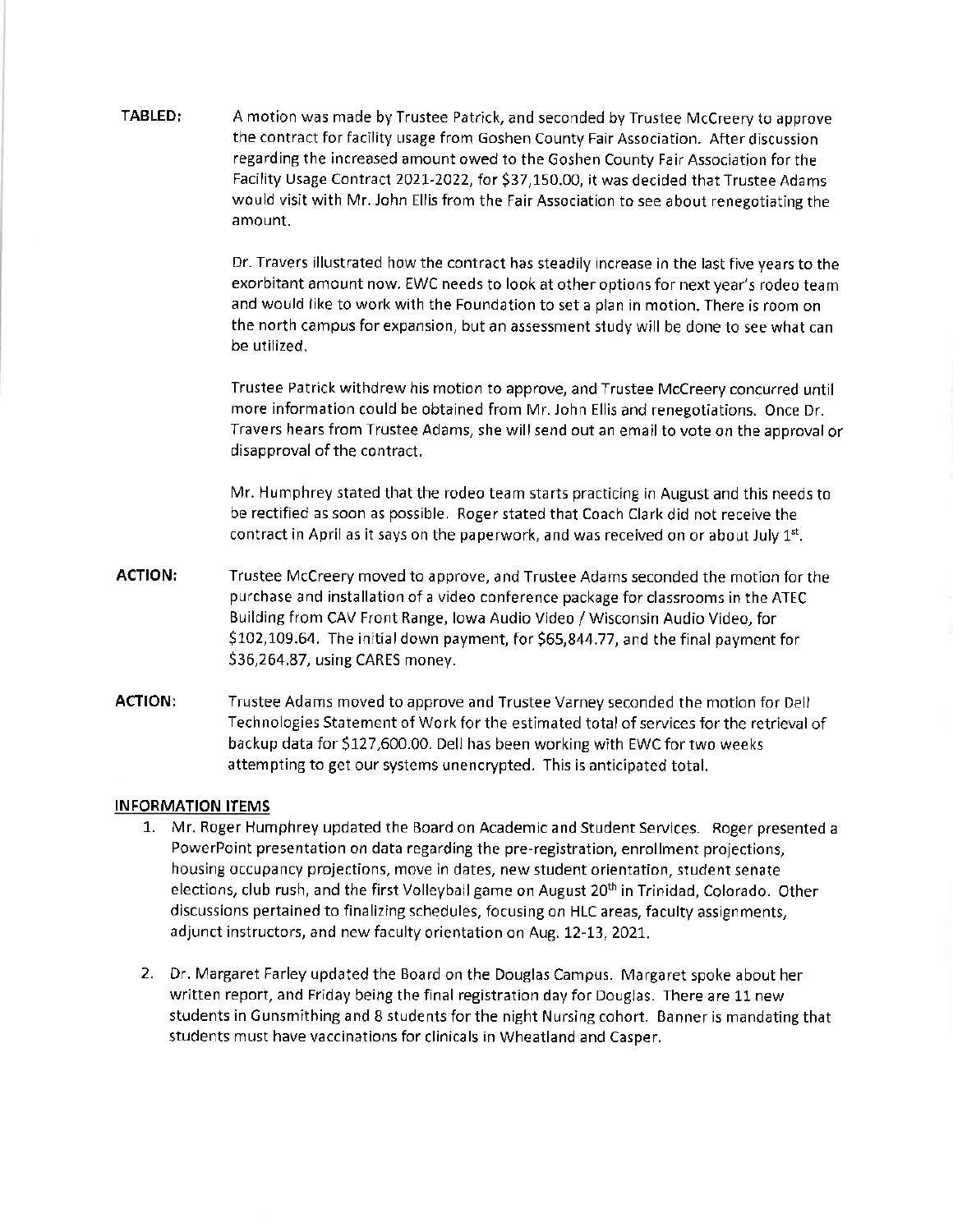**TABLED:** A motion was made by Trustee Patrick, and seconded by Trustee McCreery to approve the contract for facility usage from Goshen County Fair Association. After discussion regarding the increased amount owed to the Goshen County Fair Association for the Facility Usage Contract 2021-2022, for $37,150.00, it was decided that Trustee Adams would visit with Mr. John Ellis from the Fair Association to see about renegotiating the amount.

Dr. Travers illustrated how the contract has steadily increase in the last five years to the exorbitant amount now. EWC needs to look at other options for next year's rodeo team and would like to work with the Foundation to set a plan in motion. There is room on the north campus for expansion, but an assessment study will be done to see what can be utilized.

Trustee Patrick withdrew his motion to approve, and Trustee McCreery concurred until more information could be obtained from Mr. John Ellis and renegotiations. Once Dr. Travers hears from Trustee Adams, she will send out an email to vote on the approval or disapproval of the contract.

Mr. Humphrey stated that the rodeo team starts practicing in August and this needs to be rectified as soon as possible. Roger stated that Coach Clark did not receive the contract in April as it says on the paperwork, and was received on or about July 1st.

**ACTION:** Trustee McCreery moved to approve, and Trustee Adams seconded the motion for the purchase and installation of a video conference package for classrooms in the ATEC Building from CAV Front Range, Iowa Audio Video / Wisconsin Audio Video, for $102,109.64. The initial down payment, for $65,844.77, and the final payment for $36,264.87, using CARES money.

**ACTION:** Trustee Adams moved to approve and Trustee Varney seconded the motion for Dell Technologies Statement of Work for the estimated total of services for the retrieval of backup data for $127,600.00. Dell has been working with EWC for two weeks attempting to get our systems unencrypted. This is anticipated total.

## INFORMATION ITEMS

1. Mr. Roger Humphrey updated the Board on Academic and Student Services. Roger presented a PowerPoint presentation on data regarding the pre-registration, enrollment projections, housing occupancy projections, move in dates, new student orientation, student senate elections, club rush, and the first Volleyball game on August 20th in Trinidad, Colorado. Other discussions pertained to finalizing schedules, focusing on HLC areas, faculty assignments, adjunct instructors, and new faculty orientation on Aug. 12-13, 2021.

2. Dr. Margaret Farley updated the Board on the Douglas Campus. Margaret spoke about her written report, and Friday being the final registration day for Douglas. There are 11 new students in Gunsmithing and 8 students for the night Nursing cohort. Banner is mandating that students must have vaccinations for clinicals in Wheatland and Casper.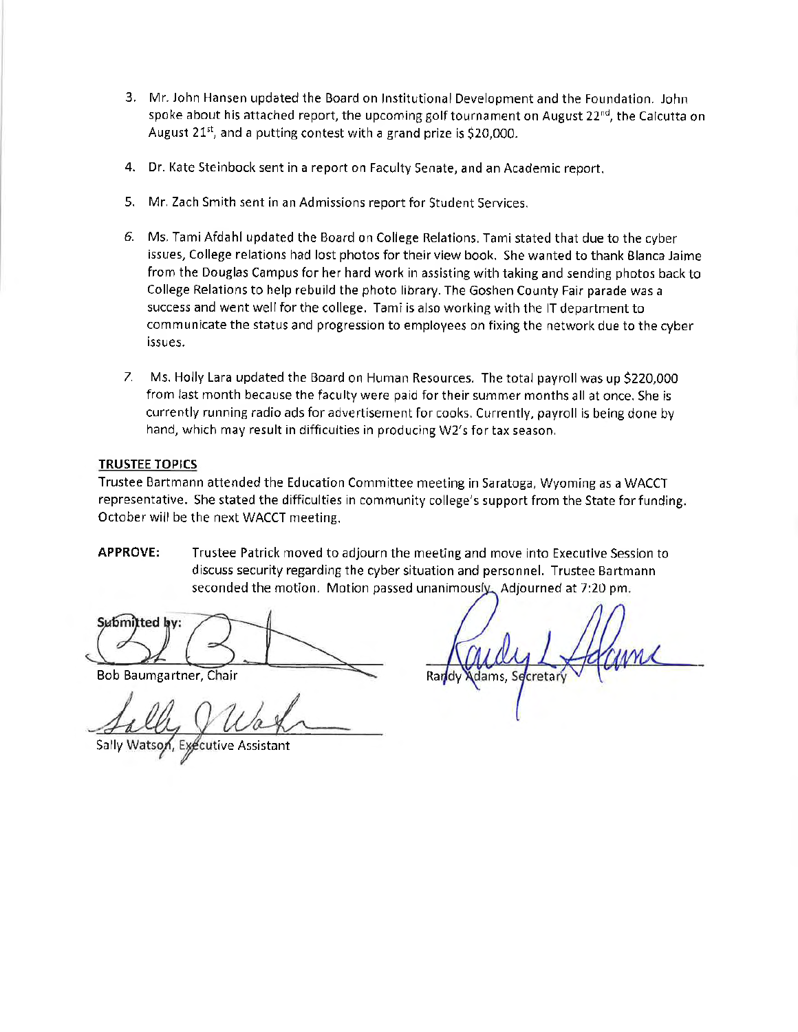3. Mr. John Hansen updated the Board on Institutional Development and the Foundation. John spoke about his attached report, the upcoming golf tournament on August 22nd, the Calcutta on August 21st, and a putting contest with a grand prize is $20,000.

4. Dr. Kate Steinbock sent in a report on Faculty Senate, and an Academic report.

5. Mr. Zach Smith sent in an Admissions report for Student Services.

6. Ms. Tami Afdahl updated the Board on College Relations. Tami stated that due to the cyber issues, College relations had lost photos for their view book. She wanted to thank Blanca Jaime from the Douglas Campus for her hard work in assisting with taking and sending photos back to College Relations to help rebuild the photo library. The Goshen County Fair parade was a success and went well for the college. Tami is also working with the IT department to communicate the status and progression to employees on fixing the network due to the cyber issues.

7. Ms. Holly Lara updated the Board on Human Resources. The total payroll was up $220,000 from last month because the faculty were paid for their summer months all at once. She is currently running radio ads for advertisement for cooks. Currently, payroll is being done by hand, which may result in difficulties in producing W2's for tax season.

**TRUSTEE TOPICS**

Trustee Bartmann attended the Education Committee meeting in Saratoga, Wyoming as a WACCT representative. She stated the difficulties in community college's support from the State for funding. October will be the next WACCT meeting.

**APPROVE:** Trustee Patrick moved to adjourn the meeting and move into Executive Session to discuss security regarding the cyber situation and personnel. Trustee Bartmann seconded the motion. Motion passed unanimously. Adjourned at 7:20 pm.

Submitted by:

Bob Baumgartner, Chair

Randy Adams, Secretary

Sally Watson, Executive Assistant